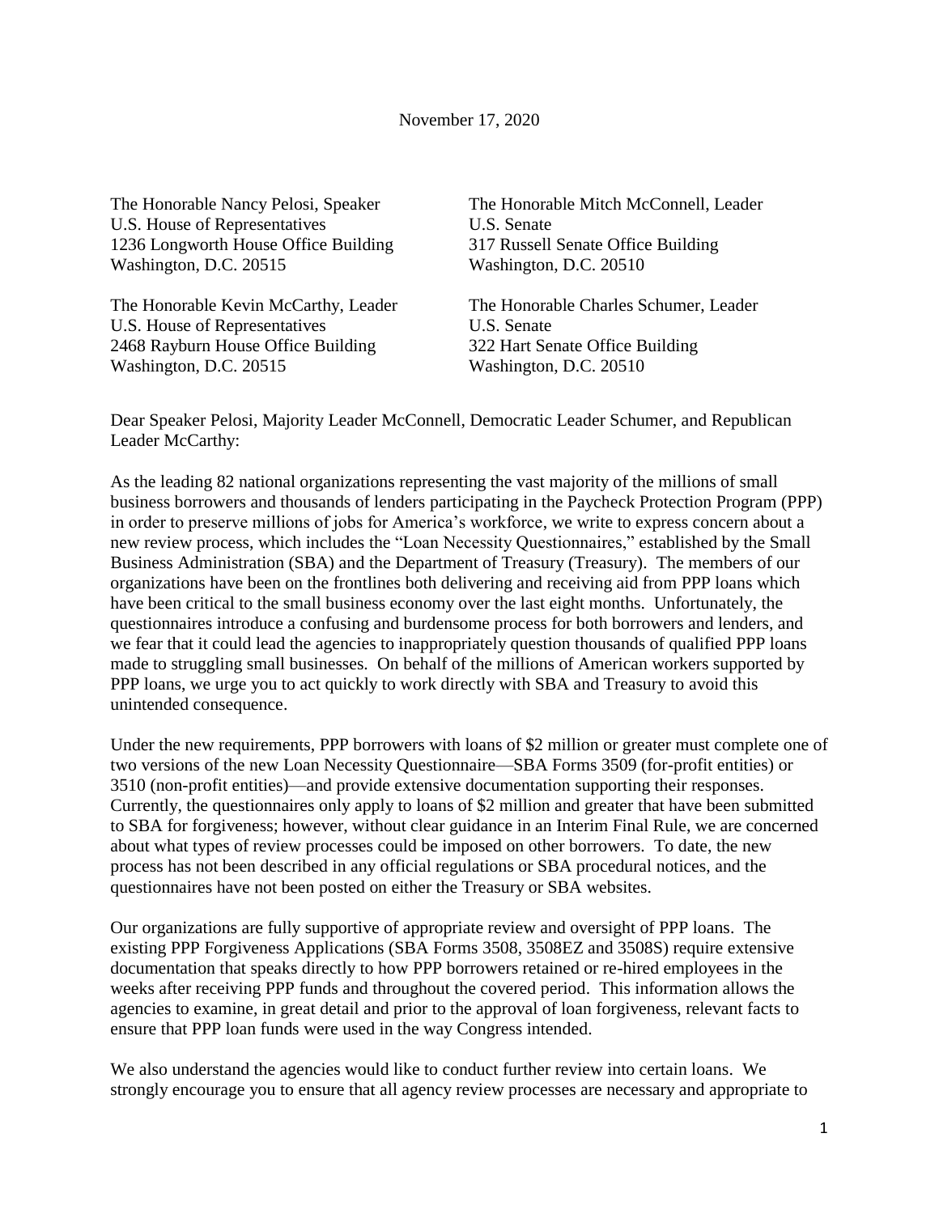November 17, 2020

The Honorable Nancy Pelosi, Speaker
U.S. House of Representatives
1236 Longworth House Office Building
Washington, D.C. 20515

The Honorable Mitch McConnell, Leader
U.S. Senate
317 Russell Senate Office Building
Washington, D.C. 20510

The Honorable Kevin McCarthy, Leader
U.S. House of Representatives
2468 Rayburn House Office Building
Washington, D.C. 20515

The Honorable Charles Schumer, Leader
U.S. Senate
322 Hart Senate Office Building
Washington, D.C. 20510

Dear Speaker Pelosi, Majority Leader McConnell, Democratic Leader Schumer, and Republican Leader McCarthy:

As the leading 82 national organizations representing the vast majority of the millions of small business borrowers and thousands of lenders participating in the Paycheck Protection Program (PPP) in order to preserve millions of jobs for America's workforce, we write to express concern about a new review process, which includes the "Loan Necessity Questionnaires," established by the Small Business Administration (SBA) and the Department of Treasury (Treasury). The members of our organizations have been on the frontlines both delivering and receiving aid from PPP loans which have been critical to the small business economy over the last eight months. Unfortunately, the questionnaires introduce a confusing and burdensome process for both borrowers and lenders, and we fear that it could lead the agencies to inappropriately question thousands of qualified PPP loans made to struggling small businesses. On behalf of the millions of American workers supported by PPP loans, we urge you to act quickly to work directly with SBA and Treasury to avoid this unintended consequence.

Under the new requirements, PPP borrowers with loans of $2 million or greater must complete one of two versions of the new Loan Necessity Questionnaire—SBA Forms 3509 (for-profit entities) or 3510 (non-profit entities)—and provide extensive documentation supporting their responses. Currently, the questionnaires only apply to loans of $2 million and greater that have been submitted to SBA for forgiveness; however, without clear guidance in an Interim Final Rule, we are concerned about what types of review processes could be imposed on other borrowers. To date, the new process has not been described in any official regulations or SBA procedural notices, and the questionnaires have not been posted on either the Treasury or SBA websites.

Our organizations are fully supportive of appropriate review and oversight of PPP loans. The existing PPP Forgiveness Applications (SBA Forms 3508, 3508EZ and 3508S) require extensive documentation that speaks directly to how PPP borrowers retained or re-hired employees in the weeks after receiving PPP funds and throughout the covered period. This information allows the agencies to examine, in great detail and prior to the approval of loan forgiveness, relevant facts to ensure that PPP loan funds were used in the way Congress intended.

We also understand the agencies would like to conduct further review into certain loans. We strongly encourage you to ensure that all agency review processes are necessary and appropriate to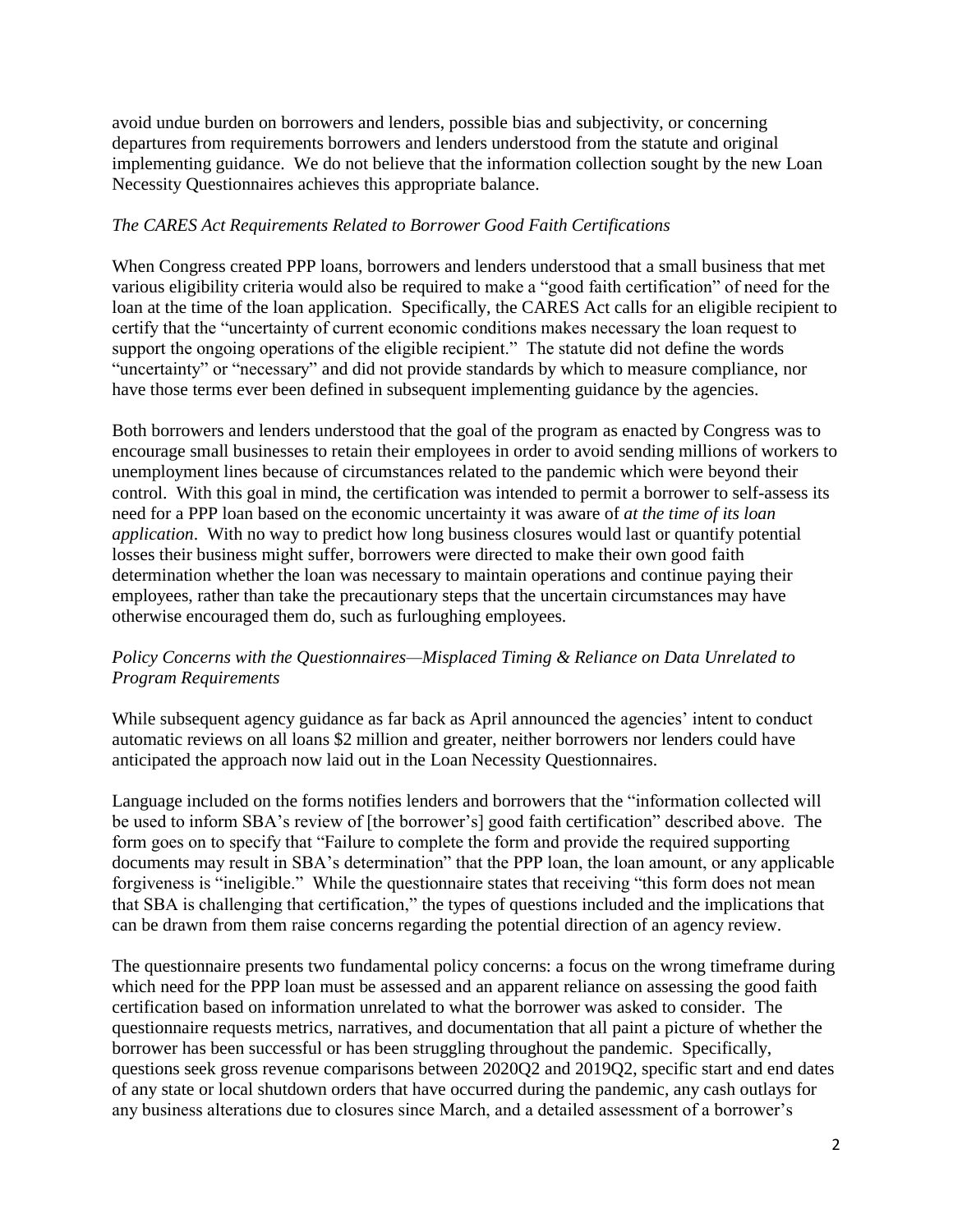avoid undue burden on borrowers and lenders, possible bias and subjectivity, or concerning departures from requirements borrowers and lenders understood from the statute and original implementing guidance. We do not believe that the information collection sought by the new Loan Necessity Questionnaires achieves this appropriate balance.

*The CARES Act Requirements Related to Borrower Good Faith Certifications*

When Congress created PPP loans, borrowers and lenders understood that a small business that met various eligibility criteria would also be required to make a "good faith certification" of need for the loan at the time of the loan application. Specifically, the CARES Act calls for an eligible recipient to certify that the "uncertainty of current economic conditions makes necessary the loan request to support the ongoing operations of the eligible recipient." The statute did not define the words "uncertainty" or "necessary" and did not provide standards by which to measure compliance, nor have those terms ever been defined in subsequent implementing guidance by the agencies.

Both borrowers and lenders understood that the goal of the program as enacted by Congress was to encourage small businesses to retain their employees in order to avoid sending millions of workers to unemployment lines because of circumstances related to the pandemic which were beyond their control. With this goal in mind, the certification was intended to permit a borrower to self-assess its need for a PPP loan based on the economic uncertainty it was aware of *at the time of its loan application*. With no way to predict how long business closures would last or quantify potential losses their business might suffer, borrowers were directed to make their own good faith determination whether the loan was necessary to maintain operations and continue paying their employees, rather than take the precautionary steps that the uncertain circumstances may have otherwise encouraged them do, such as furloughing employees.

*Policy Concerns with the Questionnaires—Misplaced Timing & Reliance on Data Unrelated to Program Requirements*

While subsequent agency guidance as far back as April announced the agencies' intent to conduct automatic reviews on all loans $2 million and greater, neither borrowers nor lenders could have anticipated the approach now laid out in the Loan Necessity Questionnaires.

Language included on the forms notifies lenders and borrowers that the "information collected will be used to inform SBA's review of [the borrower's] good faith certification" described above. The form goes on to specify that "Failure to complete the form and provide the required supporting documents may result in SBA's determination" that the PPP loan, the loan amount, or any applicable forgiveness is "ineligible." While the questionnaire states that receiving "this form does not mean that SBA is challenging that certification," the types of questions included and the implications that can be drawn from them raise concerns regarding the potential direction of an agency review.

The questionnaire presents two fundamental policy concerns: a focus on the wrong timeframe during which need for the PPP loan must be assessed and an apparent reliance on assessing the good faith certification based on information unrelated to what the borrower was asked to consider. The questionnaire requests metrics, narratives, and documentation that all paint a picture of whether the borrower has been successful or has been struggling throughout the pandemic. Specifically, questions seek gross revenue comparisons between 2020Q2 and 2019Q2, specific start and end dates of any state or local shutdown orders that have occurred during the pandemic, any cash outlays for any business alterations due to closures since March, and a detailed assessment of a borrower's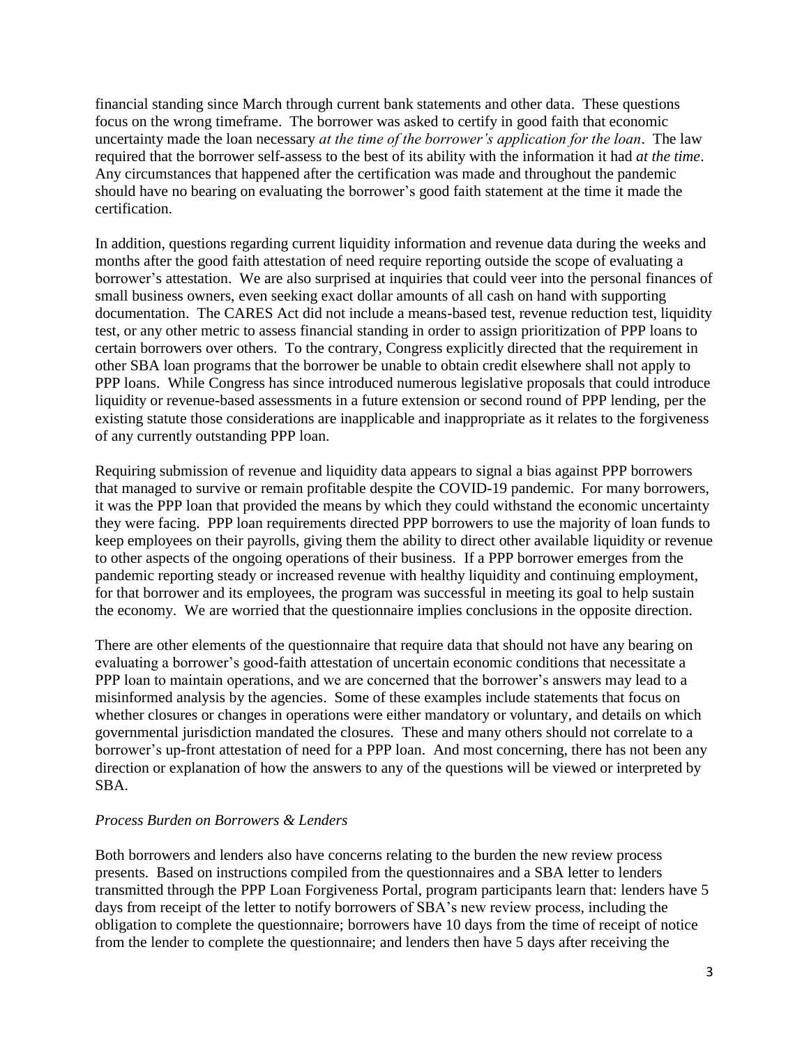financial standing since March through current bank statements and other data. These questions focus on the wrong timeframe. The borrower was asked to certify in good faith that economic uncertainty made the loan necessary *at the time of the borrower's application for the loan*. The law required that the borrower self-assess to the best of its ability with the information it had *at the time*. Any circumstances that happened after the certification was made and throughout the pandemic should have no bearing on evaluating the borrower's good faith statement at the time it made the certification.

In addition, questions regarding current liquidity information and revenue data during the weeks and months after the good faith attestation of need require reporting outside the scope of evaluating a borrower's attestation. We are also surprised at inquiries that could veer into the personal finances of small business owners, even seeking exact dollar amounts of all cash on hand with supporting documentation. The CARES Act did not include a means-based test, revenue reduction test, liquidity test, or any other metric to assess financial standing in order to assign prioritization of PPP loans to certain borrowers over others. To the contrary, Congress explicitly directed that the requirement in other SBA loan programs that the borrower be unable to obtain credit elsewhere shall not apply to PPP loans. While Congress has since introduced numerous legislative proposals that could introduce liquidity or revenue-based assessments in a future extension or second round of PPP lending, per the existing statute those considerations are inapplicable and inappropriate as it relates to the forgiveness of any currently outstanding PPP loan.

Requiring submission of revenue and liquidity data appears to signal a bias against PPP borrowers that managed to survive or remain profitable despite the COVID-19 pandemic. For many borrowers, it was the PPP loan that provided the means by which they could withstand the economic uncertainty they were facing. PPP loan requirements directed PPP borrowers to use the majority of loan funds to keep employees on their payrolls, giving them the ability to direct other available liquidity or revenue to other aspects of the ongoing operations of their business. If a PPP borrower emerges from the pandemic reporting steady or increased revenue with healthy liquidity and continuing employment, for that borrower and its employees, the program was successful in meeting its goal to help sustain the economy. We are worried that the questionnaire implies conclusions in the opposite direction.

There are other elements of the questionnaire that require data that should not have any bearing on evaluating a borrower's good-faith attestation of uncertain economic conditions that necessitate a PPP loan to maintain operations, and we are concerned that the borrower's answers may lead to a misinformed analysis by the agencies. Some of these examples include statements that focus on whether closures or changes in operations were either mandatory or voluntary, and details on which governmental jurisdiction mandated the closures. These and many others should not correlate to a borrower's up-front attestation of need for a PPP loan. And most concerning, there has not been any direction or explanation of how the answers to any of the questions will be viewed or interpreted by SBA.

*Process Burden on Borrowers & Lenders*

Both borrowers and lenders also have concerns relating to the burden the new review process presents. Based on instructions compiled from the questionnaires and a SBA letter to lenders transmitted through the PPP Loan Forgiveness Portal, program participants learn that: lenders have 5 days from receipt of the letter to notify borrowers of SBA's new review process, including the obligation to complete the questionnaire; borrowers have 10 days from the time of receipt of notice from the lender to complete the questionnaire; and lenders then have 5 days after receiving the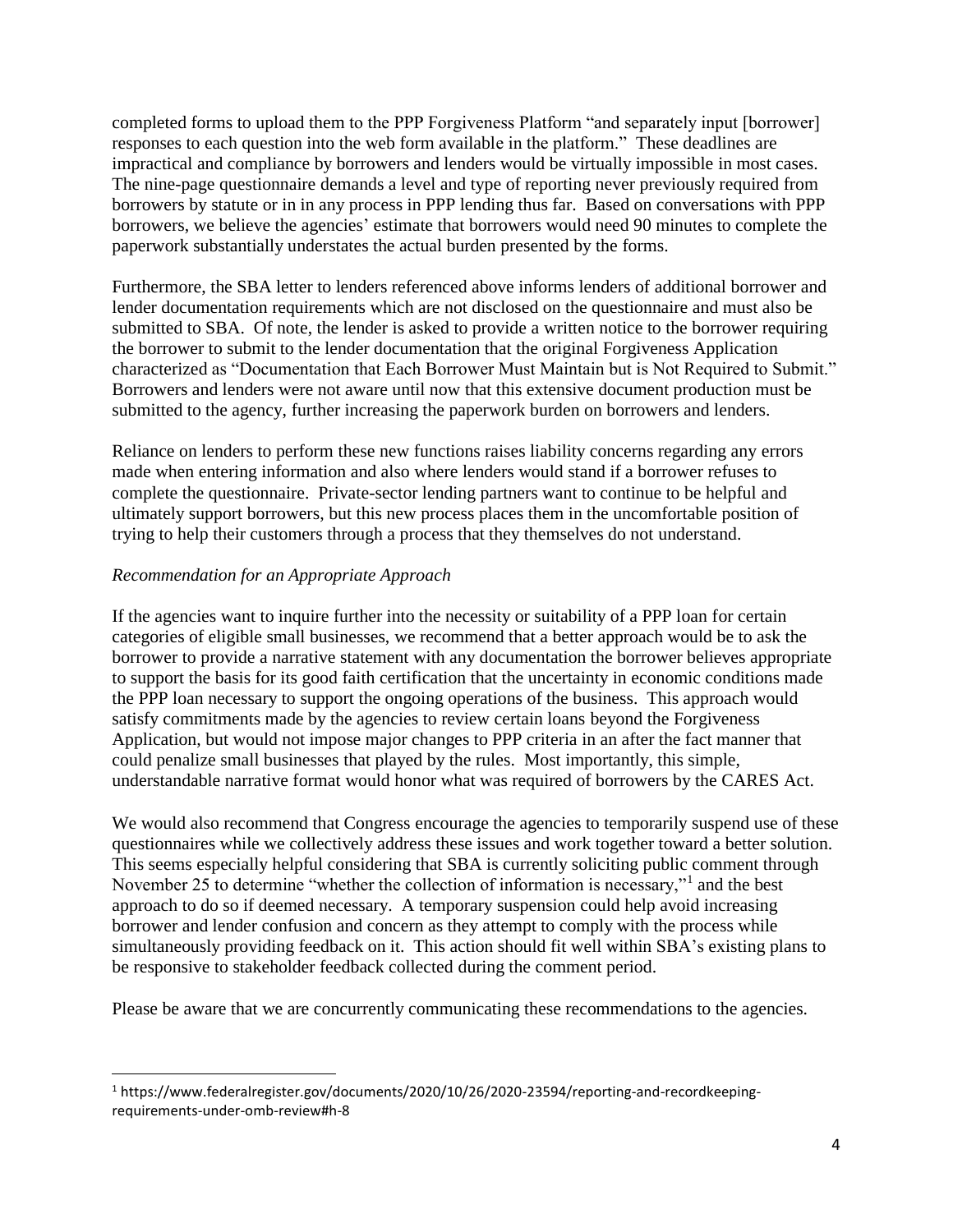completed forms to upload them to the PPP Forgiveness Platform "and separately input [borrower] responses to each question into the web form available in the platform." These deadlines are impractical and compliance by borrowers and lenders would be virtually impossible in most cases. The nine-page questionnaire demands a level and type of reporting never previously required from borrowers by statute or in in any process in PPP lending thus far. Based on conversations with PPP borrowers, we believe the agencies' estimate that borrowers would need 90 minutes to complete the paperwork substantially understates the actual burden presented by the forms.

Furthermore, the SBA letter to lenders referenced above informs lenders of additional borrower and lender documentation requirements which are not disclosed on the questionnaire and must also be submitted to SBA. Of note, the lender is asked to provide a written notice to the borrower requiring the borrower to submit to the lender documentation that the original Forgiveness Application characterized as "Documentation that Each Borrower Must Maintain but is Not Required to Submit." Borrowers and lenders were not aware until now that this extensive document production must be submitted to the agency, further increasing the paperwork burden on borrowers and lenders.

Reliance on lenders to perform these new functions raises liability concerns regarding any errors made when entering information and also where lenders would stand if a borrower refuses to complete the questionnaire. Private-sector lending partners want to continue to be helpful and ultimately support borrowers, but this new process places them in the uncomfortable position of trying to help their customers through a process that they themselves do not understand.

*Recommendation for an Appropriate Approach*

If the agencies want to inquire further into the necessity or suitability of a PPP loan for certain categories of eligible small businesses, we recommend that a better approach would be to ask the borrower to provide a narrative statement with any documentation the borrower believes appropriate to support the basis for its good faith certification that the uncertainty in economic conditions made the PPP loan necessary to support the ongoing operations of the business. This approach would satisfy commitments made by the agencies to review certain loans beyond the Forgiveness Application, but would not impose major changes to PPP criteria in an after the fact manner that could penalize small businesses that played by the rules. Most importantly, this simple, understandable narrative format would honor what was required of borrowers by the CARES Act.

We would also recommend that Congress encourage the agencies to temporarily suspend use of these questionnaires while we collectively address these issues and work together toward a better solution. This seems especially helpful considering that SBA is currently soliciting public comment through November 25 to determine "whether the collection of information is necessary,"[1] and the best approach to do so if deemed necessary. A temporary suspension could help avoid increasing borrower and lender confusion and concern as they attempt to comply with the process while simultaneously providing feedback on it. This action should fit well within SBA's existing plans to be responsive to stakeholder feedback collected during the comment period.

Please be aware that we are concurrently communicating these recommendations to the agencies.

---

[1] https://www.federalregister.gov/documents/2020/10/26/2020-23594/reporting-and-recordkeeping-requirements-under-omb-review#h-8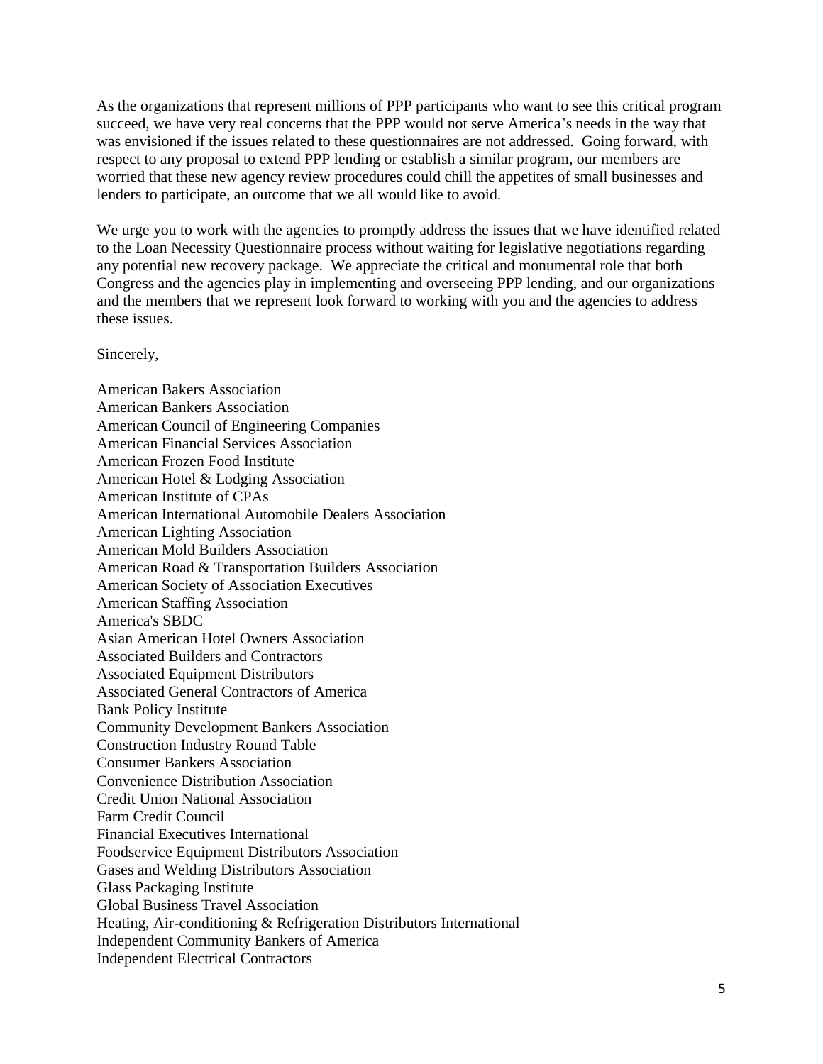As the organizations that represent millions of PPP participants who want to see this critical program succeed, we have very real concerns that the PPP would not serve America's needs in the way that was envisioned if the issues related to these questionnaires are not addressed. Going forward, with respect to any proposal to extend PPP lending or establish a similar program, our members are worried that these new agency review procedures could chill the appetites of small businesses and lenders to participate, an outcome that we all would like to avoid.

We urge you to work with the agencies to promptly address the issues that we have identified related to the Loan Necessity Questionnaire process without waiting for legislative negotiations regarding any potential new recovery package. We appreciate the critical and monumental role that both Congress and the agencies play in implementing and overseeing PPP lending, and our organizations and the members that we represent look forward to working with you and the agencies to address these issues.

Sincerely,

American Bakers Association
American Bankers Association
American Council of Engineering Companies
American Financial Services Association
American Frozen Food Institute
American Hotel & Lodging Association
American Institute of CPAs
American International Automobile Dealers Association
American Lighting Association
American Mold Builders Association
American Road & Transportation Builders Association
American Society of Association Executives
American Staffing Association
America's SBDC
Asian American Hotel Owners Association
Associated Builders and Contractors
Associated Equipment Distributors
Associated General Contractors of America
Bank Policy Institute
Community Development Bankers Association
Construction Industry Round Table
Consumer Bankers Association
Convenience Distribution Association
Credit Union National Association
Farm Credit Council
Financial Executives International
Foodservice Equipment Distributors Association
Gases and Welding Distributors Association
Glass Packaging Institute
Global Business Travel Association
Heating, Air-conditioning & Refrigeration Distributors International
Independent Community Bankers of America
Independent Electrical Contractors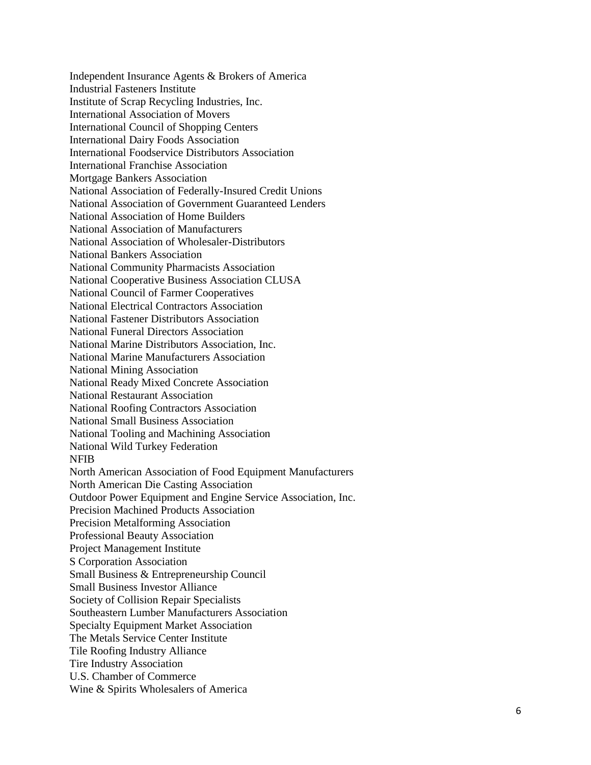Independent Insurance Agents & Brokers of America
Industrial Fasteners Institute
Institute of Scrap Recycling Industries, Inc.
International Association of Movers
International Council of Shopping Centers
International Dairy Foods Association
International Foodservice Distributors Association
International Franchise Association
Mortgage Bankers Association
National Association of Federally-Insured Credit Unions
National Association of Government Guaranteed Lenders
National Association of Home Builders
National Association of Manufacturers
National Association of Wholesaler-Distributors
National Bankers Association
National Community Pharmacists Association
National Cooperative Business Association CLUSA
National Council of Farmer Cooperatives
National Electrical Contractors Association
National Fastener Distributors Association
National Funeral Directors Association
National Marine Distributors Association, Inc.
National Marine Manufacturers Association
National Mining Association
National Ready Mixed Concrete Association
National Restaurant Association
National Roofing Contractors Association
National Small Business Association
National Tooling and Machining Association
National Wild Turkey Federation
NFIB
North American Association of Food Equipment Manufacturers
North American Die Casting Association
Outdoor Power Equipment and Engine Service Association, Inc.
Precision Machined Products Association
Precision Metalforming Association
Professional Beauty Association
Project Management Institute
S Corporation Association
Small Business & Entrepreneurship Council
Small Business Investor Alliance
Society of Collision Repair Specialists
Southeastern Lumber Manufacturers Association
Specialty Equipment Market Association
The Metals Service Center Institute
Tile Roofing Industry Alliance
Tire Industry Association
U.S. Chamber of Commerce
Wine & Spirits Wholesalers of America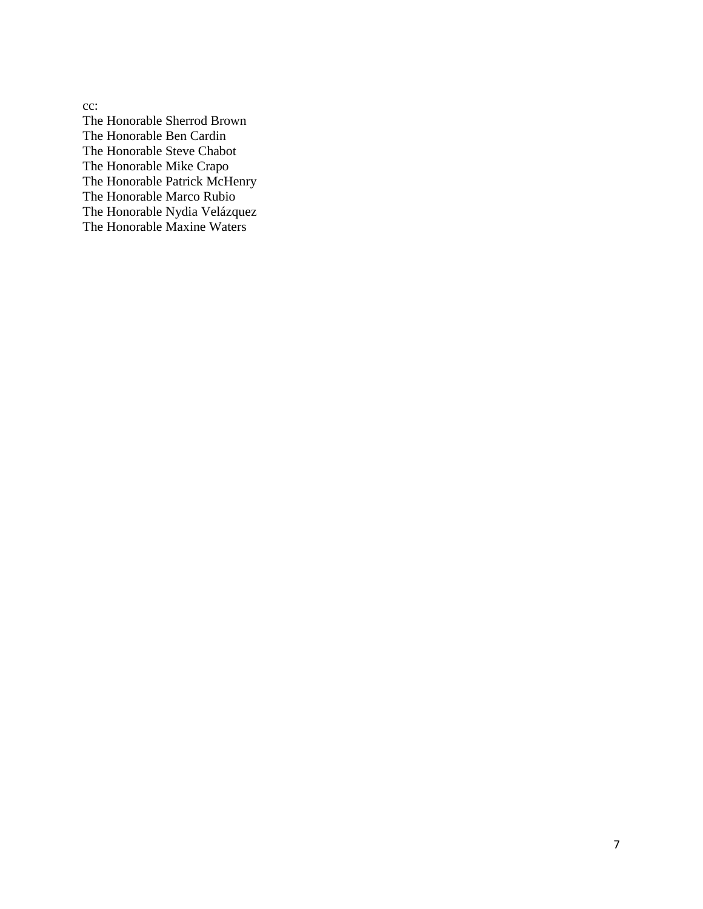cc:
The Honorable Sherrod Brown
The Honorable Ben Cardin
The Honorable Steve Chabot
The Honorable Mike Crapo
The Honorable Patrick McHenry
The Honorable Marco Rubio
The Honorable Nydia Velázquez
The Honorable Maxine Waters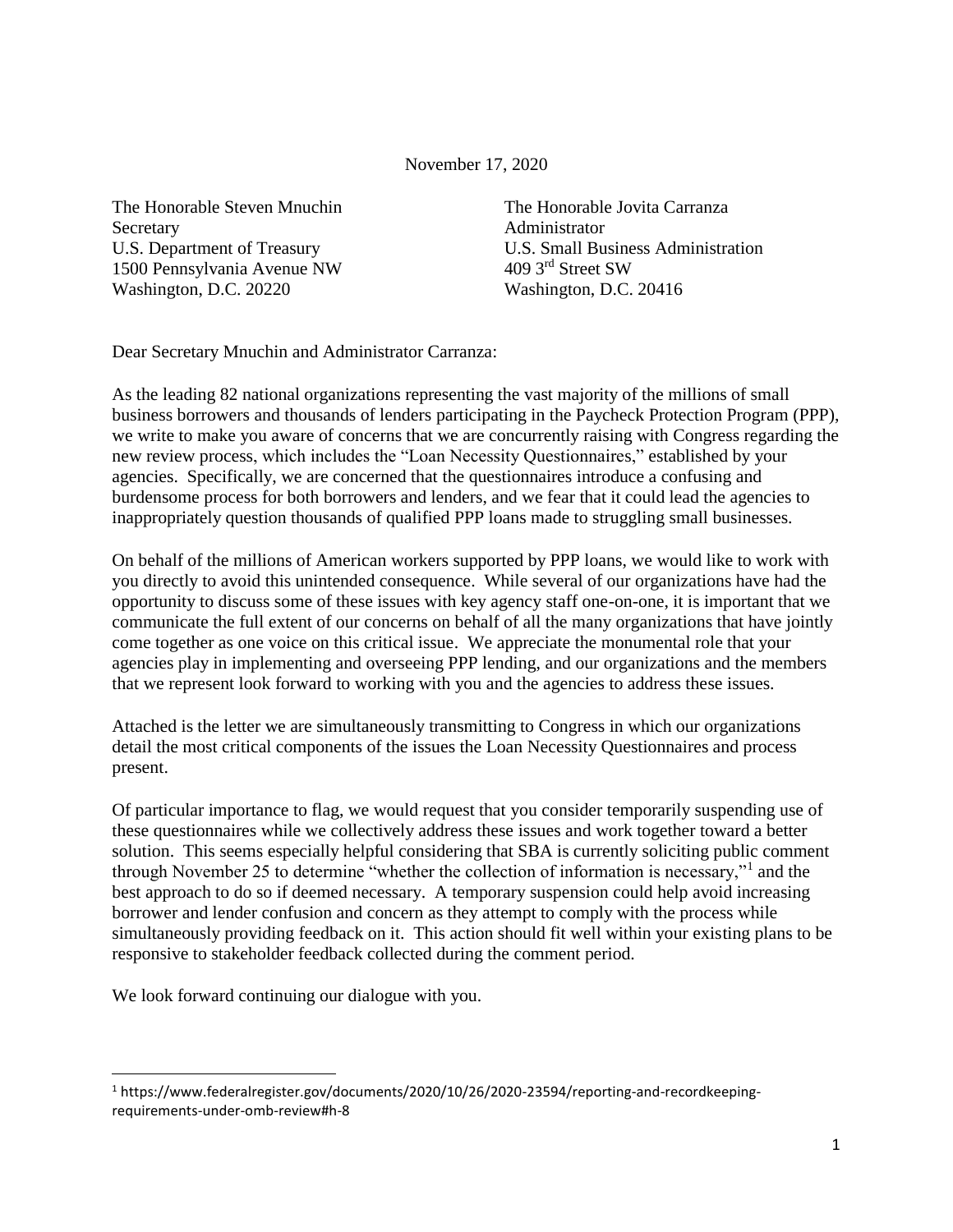November 17, 2020

The Honorable Steven Mnuchin
Secretary
U.S. Department of Treasury
1500 Pennsylvania Avenue NW
Washington, D.C. 20220

The Honorable Jovita Carranza
Administrator
U.S. Small Business Administration
409 3rd Street SW
Washington, D.C. 20416

Dear Secretary Mnuchin and Administrator Carranza:

As the leading 82 national organizations representing the vast majority of the millions of small business borrowers and thousands of lenders participating in the Paycheck Protection Program (PPP), we write to make you aware of concerns that we are concurrently raising with Congress regarding the new review process, which includes the "Loan Necessity Questionnaires," established by your agencies. Specifically, we are concerned that the questionnaires introduce a confusing and burdensome process for both borrowers and lenders, and we fear that it could lead the agencies to inappropriately question thousands of qualified PPP loans made to struggling small businesses.

On behalf of the millions of American workers supported by PPP loans, we would like to work with you directly to avoid this unintended consequence. While several of our organizations have had the opportunity to discuss some of these issues with key agency staff one-on-one, it is important that we communicate the full extent of our concerns on behalf of all the many organizations that have jointly come together as one voice on this critical issue. We appreciate the monumental role that your agencies play in implementing and overseeing PPP lending, and our organizations and the members that we represent look forward to working with you and the agencies to address these issues.

Attached is the letter we are simultaneously transmitting to Congress in which our organizations detail the most critical components of the issues the Loan Necessity Questionnaires and process present.

Of particular importance to flag, we would request that you consider temporarily suspending use of these questionnaires while we collectively address these issues and work together toward a better solution. This seems especially helpful considering that SBA is currently soliciting public comment through November 25 to determine "whether the collection of information is necessary,"[1] and the best approach to do so if deemed necessary. A temporary suspension could help avoid increasing borrower and lender confusion and concern as they attempt to comply with the process while simultaneously providing feedback on it. This action should fit well within your existing plans to be responsive to stakeholder feedback collected during the comment period.

We look forward continuing our dialogue with you.

[1] https://www.federalregister.gov/documents/2020/10/26/2020-23594/reporting-and-recordkeeping-requirements-under-omb-review#h-8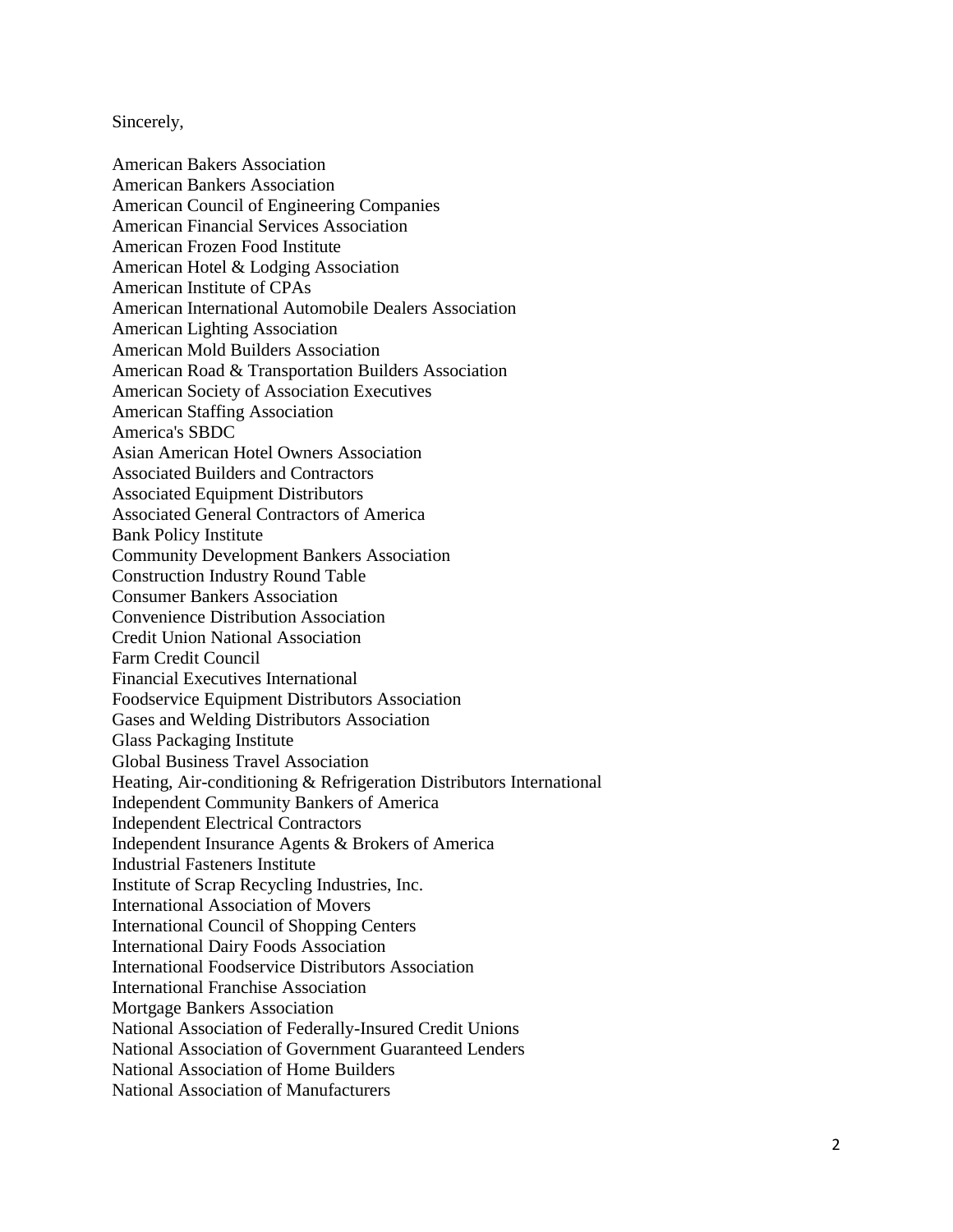Sincerely,

American Bakers Association
American Bankers Association
American Council of Engineering Companies
American Financial Services Association
American Frozen Food Institute
American Hotel & Lodging Association
American Institute of CPAs
American International Automobile Dealers Association
American Lighting Association
American Mold Builders Association
American Road & Transportation Builders Association
American Society of Association Executives
American Staffing Association
America's SBDC
Asian American Hotel Owners Association
Associated Builders and Contractors
Associated Equipment Distributors
Associated General Contractors of America
Bank Policy Institute
Community Development Bankers Association
Construction Industry Round Table
Consumer Bankers Association
Convenience Distribution Association
Credit Union National Association
Farm Credit Council
Financial Executives International
Foodservice Equipment Distributors Association
Gases and Welding Distributors Association
Glass Packaging Institute
Global Business Travel Association
Heating, Air-conditioning & Refrigeration Distributors International
Independent Community Bankers of America
Independent Electrical Contractors
Independent Insurance Agents & Brokers of America
Industrial Fasteners Institute
Institute of Scrap Recycling Industries, Inc.
International Association of Movers
International Council of Shopping Centers
International Dairy Foods Association
International Foodservice Distributors Association
International Franchise Association
Mortgage Bankers Association
National Association of Federally-Insured Credit Unions
National Association of Government Guaranteed Lenders
National Association of Home Builders
National Association of Manufacturers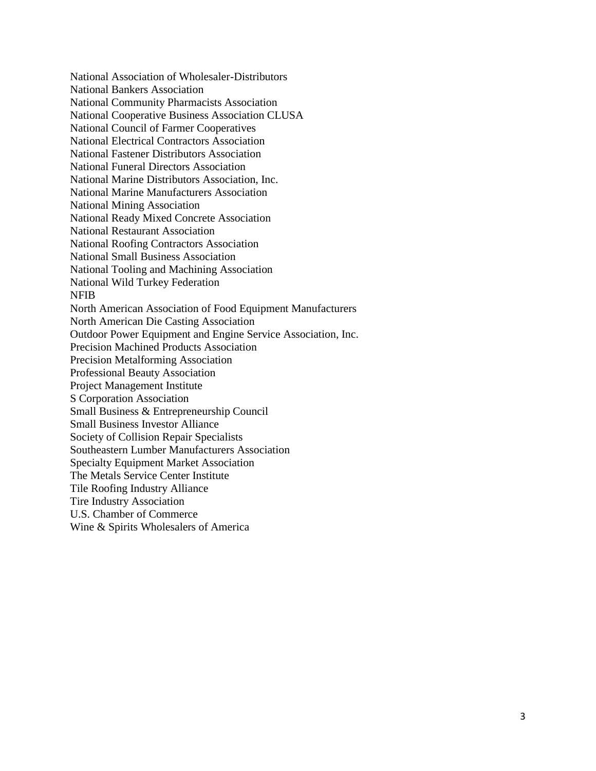National Association of Wholesaler-Distributors
National Bankers Association
National Community Pharmacists Association
National Cooperative Business Association CLUSA
National Council of Farmer Cooperatives
National Electrical Contractors Association
National Fastener Distributors Association
National Funeral Directors Association
National Marine Distributors Association, Inc.
National Marine Manufacturers Association
National Mining Association
National Ready Mixed Concrete Association
National Restaurant Association
National Roofing Contractors Association
National Small Business Association
National Tooling and Machining Association
National Wild Turkey Federation
NFIB
North American Association of Food Equipment Manufacturers
North American Die Casting Association
Outdoor Power Equipment and Engine Service Association, Inc.
Precision Machined Products Association
Precision Metalforming Association
Professional Beauty Association
Project Management Institute
S Corporation Association
Small Business & Entrepreneurship Council
Small Business Investor Alliance
Society of Collision Repair Specialists
Southeastern Lumber Manufacturers Association
Specialty Equipment Market Association
The Metals Service Center Institute
Tile Roofing Industry Alliance
Tire Industry Association
U.S. Chamber of Commerce
Wine & Spirits Wholesalers of America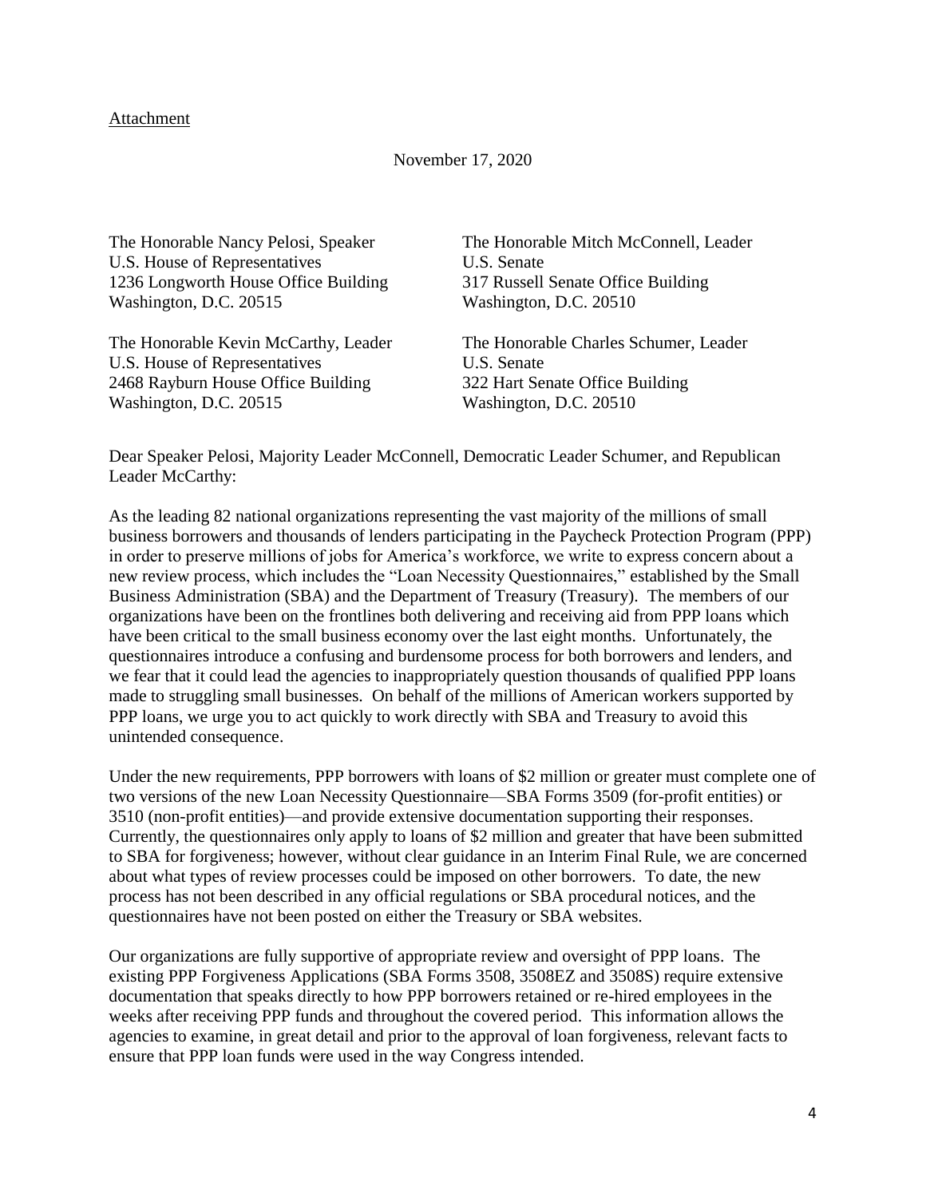Attachment

November 17, 2020

The Honorable Nancy Pelosi, Speaker
U.S. House of Representatives
1236 Longworth House Office Building
Washington, D.C. 20515

The Honorable Mitch McConnell, Leader
U.S. Senate
317 Russell Senate Office Building
Washington, D.C. 20510

The Honorable Kevin McCarthy, Leader
U.S. House of Representatives
2468 Rayburn House Office Building
Washington, D.C. 20515

The Honorable Charles Schumer, Leader
U.S. Senate
322 Hart Senate Office Building
Washington, D.C. 20510

Dear Speaker Pelosi, Majority Leader McConnell, Democratic Leader Schumer, and Republican Leader McCarthy:

As the leading 82 national organizations representing the vast majority of the millions of small business borrowers and thousands of lenders participating in the Paycheck Protection Program (PPP) in order to preserve millions of jobs for America's workforce, we write to express concern about a new review process, which includes the "Loan Necessity Questionnaires," established by the Small Business Administration (SBA) and the Department of Treasury (Treasury). The members of our organizations have been on the frontlines both delivering and receiving aid from PPP loans which have been critical to the small business economy over the last eight months. Unfortunately, the questionnaires introduce a confusing and burdensome process for both borrowers and lenders, and we fear that it could lead the agencies to inappropriately question thousands of qualified PPP loans made to struggling small businesses. On behalf of the millions of American workers supported by PPP loans, we urge you to act quickly to work directly with SBA and Treasury to avoid this unintended consequence.

Under the new requirements, PPP borrowers with loans of $2 million or greater must complete one of two versions of the new Loan Necessity Questionnaire—SBA Forms 3509 (for-profit entities) or 3510 (non-profit entities)—and provide extensive documentation supporting their responses. Currently, the questionnaires only apply to loans of $2 million and greater that have been submitted to SBA for forgiveness; however, without clear guidance in an Interim Final Rule, we are concerned about what types of review processes could be imposed on other borrowers. To date, the new process has not been described in any official regulations or SBA procedural notices, and the questionnaires have not been posted on either the Treasury or SBA websites.

Our organizations are fully supportive of appropriate review and oversight of PPP loans. The existing PPP Forgiveness Applications (SBA Forms 3508, 3508EZ and 3508S) require extensive documentation that speaks directly to how PPP borrowers retained or re-hired employees in the weeks after receiving PPP funds and throughout the covered period. This information allows the agencies to examine, in great detail and prior to the approval of loan forgiveness, relevant facts to ensure that PPP loan funds were used in the way Congress intended.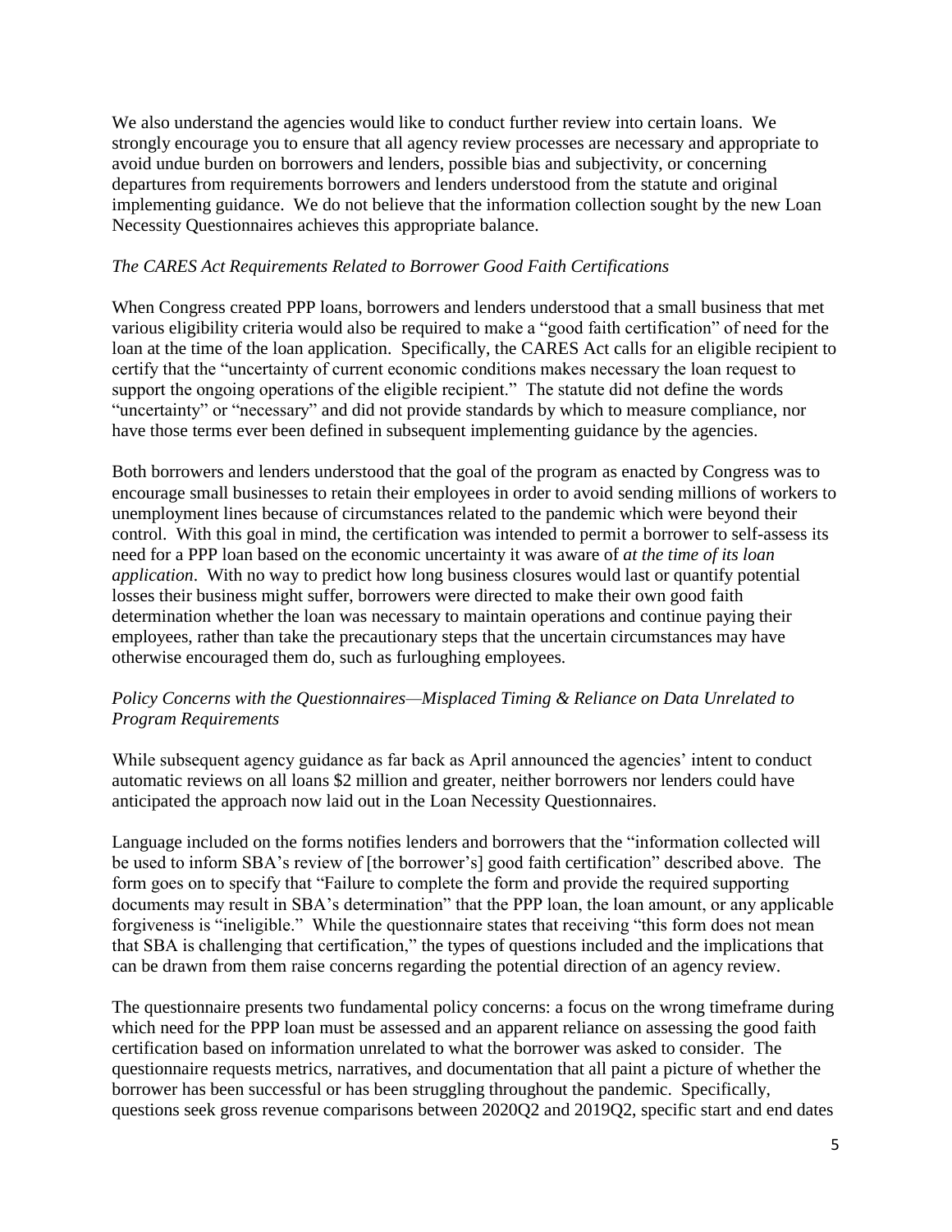We also understand the agencies would like to conduct further review into certain loans. We strongly encourage you to ensure that all agency review processes are necessary and appropriate to avoid undue burden on borrowers and lenders, possible bias and subjectivity, or concerning departures from requirements borrowers and lenders understood from the statute and original implementing guidance. We do not believe that the information collection sought by the new Loan Necessity Questionnaires achieves this appropriate balance.

*The CARES Act Requirements Related to Borrower Good Faith Certifications*

When Congress created PPP loans, borrowers and lenders understood that a small business that met various eligibility criteria would also be required to make a "good faith certification" of need for the loan at the time of the loan application. Specifically, the CARES Act calls for an eligible recipient to certify that the "uncertainty of current economic conditions makes necessary the loan request to support the ongoing operations of the eligible recipient." The statute did not define the words "uncertainty" or "necessary" and did not provide standards by which to measure compliance, nor have those terms ever been defined in subsequent implementing guidance by the agencies.

Both borrowers and lenders understood that the goal of the program as enacted by Congress was to encourage small businesses to retain their employees in order to avoid sending millions of workers to unemployment lines because of circumstances related to the pandemic which were beyond their control. With this goal in mind, the certification was intended to permit a borrower to self-assess its need for a PPP loan based on the economic uncertainty it was aware of *at the time of its loan application*. With no way to predict how long business closures would last or quantify potential losses their business might suffer, borrowers were directed to make their own good faith determination whether the loan was necessary to maintain operations and continue paying their employees, rather than take the precautionary steps that the uncertain circumstances may have otherwise encouraged them do, such as furloughing employees.

*Policy Concerns with the Questionnaires—Misplaced Timing & Reliance on Data Unrelated to Program Requirements*

While subsequent agency guidance as far back as April announced the agencies' intent to conduct automatic reviews on all loans $2 million and greater, neither borrowers nor lenders could have anticipated the approach now laid out in the Loan Necessity Questionnaires.

Language included on the forms notifies lenders and borrowers that the "information collected will be used to inform SBA's review of [the borrower's] good faith certification" described above. The form goes on to specify that "Failure to complete the form and provide the required supporting documents may result in SBA's determination" that the PPP loan, the loan amount, or any applicable forgiveness is "ineligible." While the questionnaire states that receiving "this form does not mean that SBA is challenging that certification," the types of questions included and the implications that can be drawn from them raise concerns regarding the potential direction of an agency review.

The questionnaire presents two fundamental policy concerns: a focus on the wrong timeframe during which need for the PPP loan must be assessed and an apparent reliance on assessing the good faith certification based on information unrelated to what the borrower was asked to consider. The questionnaire requests metrics, narratives, and documentation that all paint a picture of whether the borrower has been successful or has been struggling throughout the pandemic. Specifically, questions seek gross revenue comparisons between 2020Q2 and 2019Q2, specific start and end dates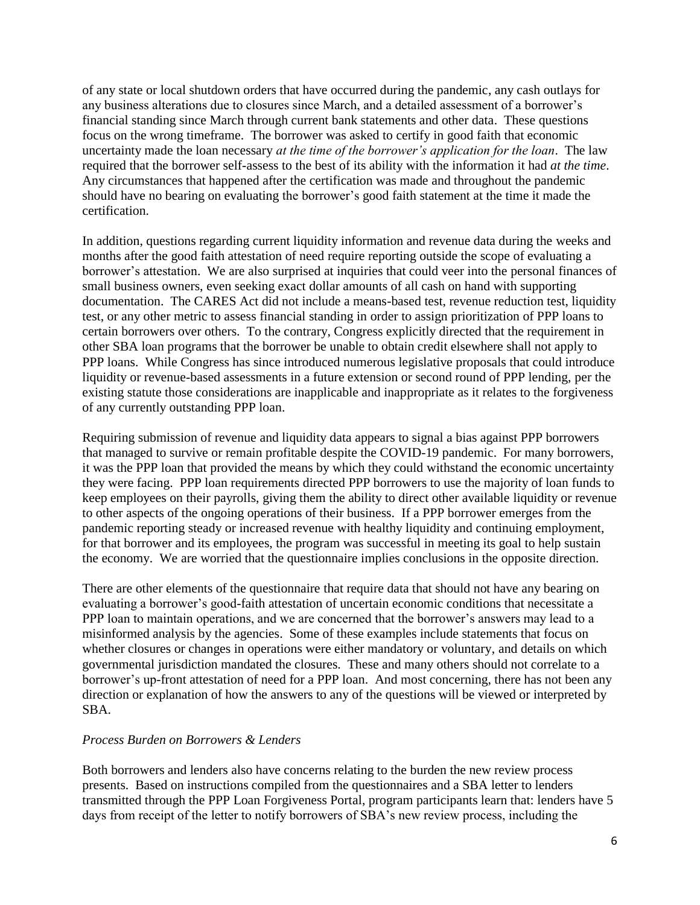of any state or local shutdown orders that have occurred during the pandemic, any cash outlays for any business alterations due to closures since March, and a detailed assessment of a borrower's financial standing since March through current bank statements and other data. These questions focus on the wrong timeframe. The borrower was asked to certify in good faith that economic uncertainty made the loan necessary *at the time of the borrower's application for the loan*. The law required that the borrower self-assess to the best of its ability with the information it had *at the time*. Any circumstances that happened after the certification was made and throughout the pandemic should have no bearing on evaluating the borrower's good faith statement at the time it made the certification.

In addition, questions regarding current liquidity information and revenue data during the weeks and months after the good faith attestation of need require reporting outside the scope of evaluating a borrower's attestation. We are also surprised at inquiries that could veer into the personal finances of small business owners, even seeking exact dollar amounts of all cash on hand with supporting documentation. The CARES Act did not include a means-based test, revenue reduction test, liquidity test, or any other metric to assess financial standing in order to assign prioritization of PPP loans to certain borrowers over others. To the contrary, Congress explicitly directed that the requirement in other SBA loan programs that the borrower be unable to obtain credit elsewhere shall not apply to PPP loans. While Congress has since introduced numerous legislative proposals that could introduce liquidity or revenue-based assessments in a future extension or second round of PPP lending, per the existing statute those considerations are inapplicable and inappropriate as it relates to the forgiveness of any currently outstanding PPP loan.

Requiring submission of revenue and liquidity data appears to signal a bias against PPP borrowers that managed to survive or remain profitable despite the COVID-19 pandemic. For many borrowers, it was the PPP loan that provided the means by which they could withstand the economic uncertainty they were facing. PPP loan requirements directed PPP borrowers to use the majority of loan funds to keep employees on their payrolls, giving them the ability to direct other available liquidity or revenue to other aspects of the ongoing operations of their business. If a PPP borrower emerges from the pandemic reporting steady or increased revenue with healthy liquidity and continuing employment, for that borrower and its employees, the program was successful in meeting its goal to help sustain the economy. We are worried that the questionnaire implies conclusions in the opposite direction.

There are other elements of the questionnaire that require data that should not have any bearing on evaluating a borrower's good-faith attestation of uncertain economic conditions that necessitate a PPP loan to maintain operations, and we are concerned that the borrower's answers may lead to a misinformed analysis by the agencies. Some of these examples include statements that focus on whether closures or changes in operations were either mandatory or voluntary, and details on which governmental jurisdiction mandated the closures. These and many others should not correlate to a borrower's up-front attestation of need for a PPP loan. And most concerning, there has not been any direction or explanation of how the answers to any of the questions will be viewed or interpreted by SBA.

*Process Burden on Borrowers & Lenders*

Both borrowers and lenders also have concerns relating to the burden the new review process presents. Based on instructions compiled from the questionnaires and a SBA letter to lenders transmitted through the PPP Loan Forgiveness Portal, program participants learn that: lenders have 5 days from receipt of the letter to notify borrowers of SBA's new review process, including the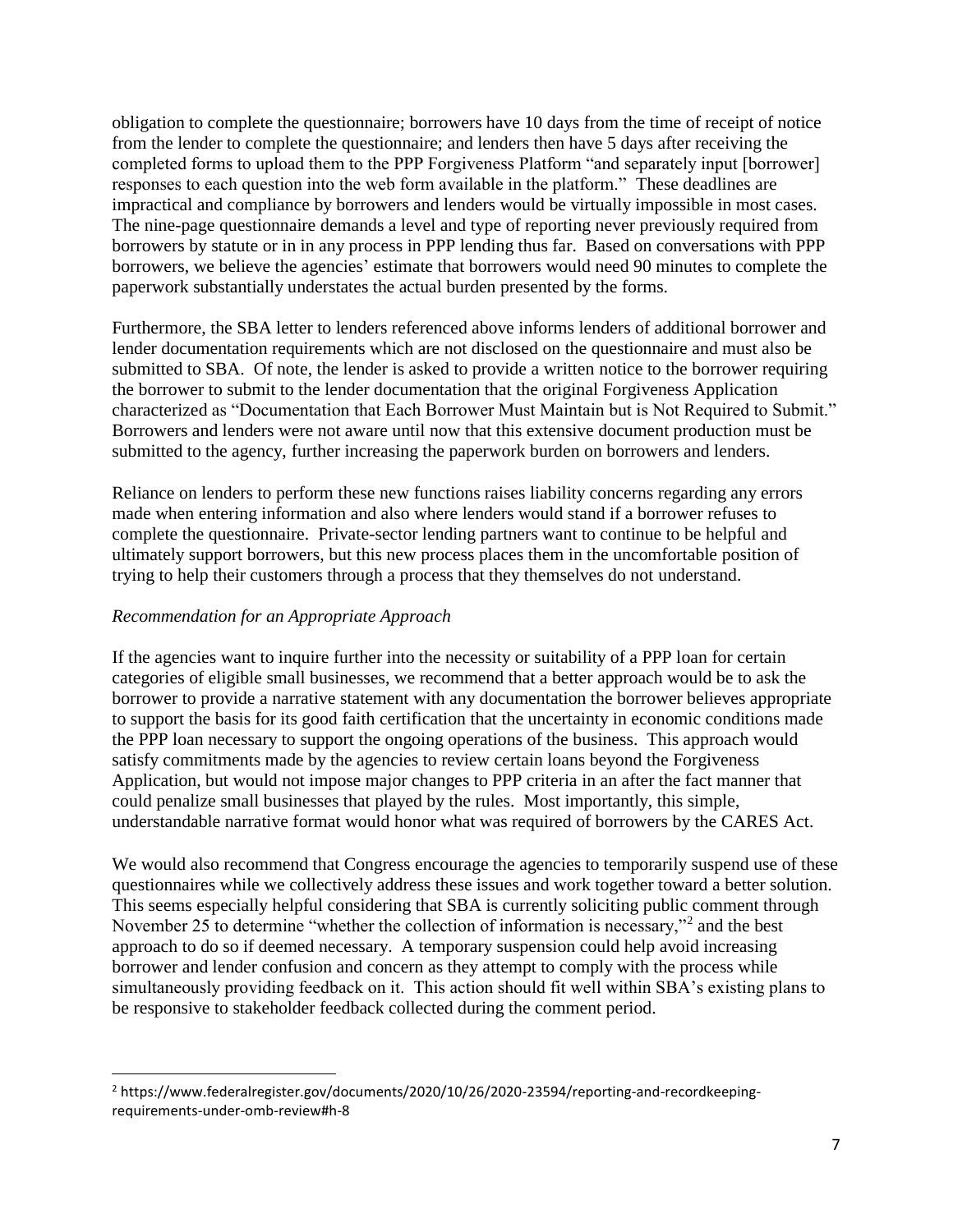obligation to complete the questionnaire; borrowers have 10 days from the time of receipt of notice from the lender to complete the questionnaire; and lenders then have 5 days after receiving the completed forms to upload them to the PPP Forgiveness Platform "and separately input [borrower] responses to each question into the web form available in the platform." These deadlines are impractical and compliance by borrowers and lenders would be virtually impossible in most cases. The nine-page questionnaire demands a level and type of reporting never previously required from borrowers by statute or in in any process in PPP lending thus far. Based on conversations with PPP borrowers, we believe the agencies' estimate that borrowers would need 90 minutes to complete the paperwork substantially understates the actual burden presented by the forms.

Furthermore, the SBA letter to lenders referenced above informs lenders of additional borrower and lender documentation requirements which are not disclosed on the questionnaire and must also be submitted to SBA. Of note, the lender is asked to provide a written notice to the borrower requiring the borrower to submit to the lender documentation that the original Forgiveness Application characterized as "Documentation that Each Borrower Must Maintain but is Not Required to Submit." Borrowers and lenders were not aware until now that this extensive document production must be submitted to the agency, further increasing the paperwork burden on borrowers and lenders.

Reliance on lenders to perform these new functions raises liability concerns regarding any errors made when entering information and also where lenders would stand if a borrower refuses to complete the questionnaire. Private-sector lending partners want to continue to be helpful and ultimately support borrowers, but this new process places them in the uncomfortable position of trying to help their customers through a process that they themselves do not understand.

*Recommendation for an Appropriate Approach*

If the agencies want to inquire further into the necessity or suitability of a PPP loan for certain categories of eligible small businesses, we recommend that a better approach would be to ask the borrower to provide a narrative statement with any documentation the borrower believes appropriate to support the basis for its good faith certification that the uncertainty in economic conditions made the PPP loan necessary to support the ongoing operations of the business. This approach would satisfy commitments made by the agencies to review certain loans beyond the Forgiveness Application, but would not impose major changes to PPP criteria in an after the fact manner that could penalize small businesses that played by the rules. Most importantly, this simple, understandable narrative format would honor what was required of borrowers by the CARES Act.

We would also recommend that Congress encourage the agencies to temporarily suspend use of these questionnaires while we collectively address these issues and work together toward a better solution. This seems especially helpful considering that SBA is currently soliciting public comment through November 25 to determine "whether the collection of information is necessary,"[2] and the best approach to do so if deemed necessary. A temporary suspension could help avoid increasing borrower and lender confusion and concern as they attempt to comply with the process while simultaneously providing feedback on it. This action should fit well within SBA's existing plans to be responsive to stakeholder feedback collected during the comment period.

---

[2] https://www.federalregister.gov/documents/2020/10/26/2020-23594/reporting-and-recordkeeping-requirements-under-omb-review#h-8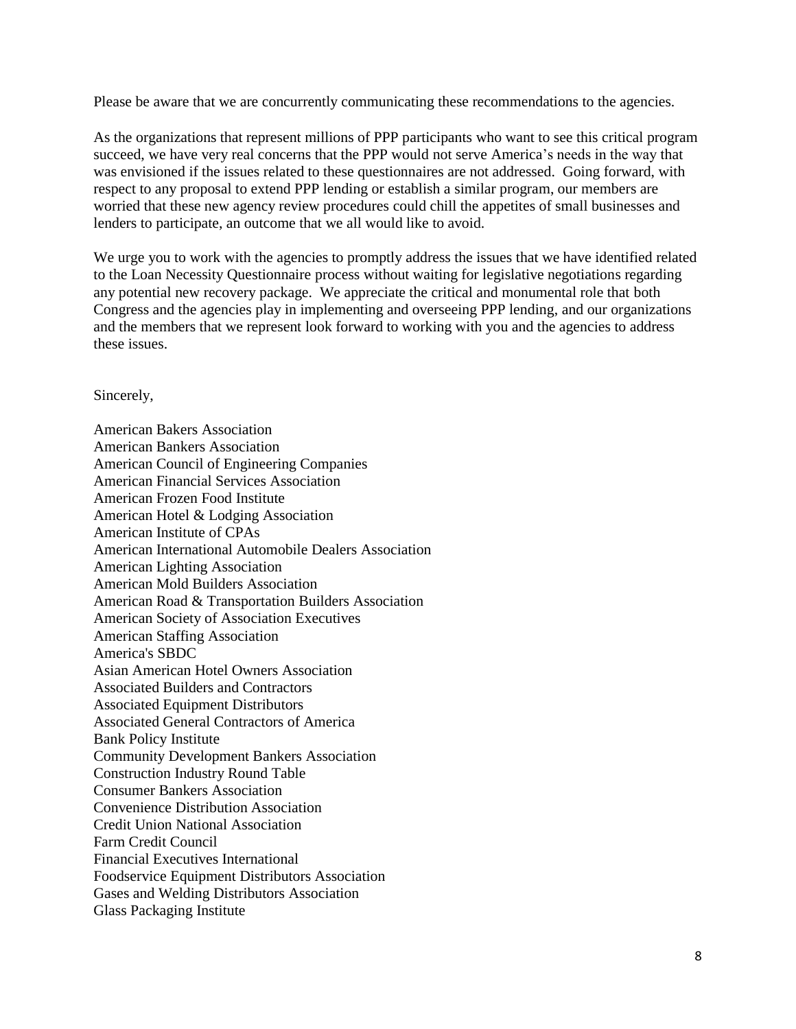Please be aware that we are concurrently communicating these recommendations to the agencies.

As the organizations that represent millions of PPP participants who want to see this critical program succeed, we have very real concerns that the PPP would not serve America's needs in the way that was envisioned if the issues related to these questionnaires are not addressed. Going forward, with respect to any proposal to extend PPP lending or establish a similar program, our members are worried that these new agency review procedures could chill the appetites of small businesses and lenders to participate, an outcome that we all would like to avoid.

We urge you to work with the agencies to promptly address the issues that we have identified related to the Loan Necessity Questionnaire process without waiting for legislative negotiations regarding any potential new recovery package. We appreciate the critical and monumental role that both Congress and the agencies play in implementing and overseeing PPP lending, and our organizations and the members that we represent look forward to working with you and the agencies to address these issues.

Sincerely,

American Bakers Association
American Bankers Association
American Council of Engineering Companies
American Financial Services Association
American Frozen Food Institute
American Hotel & Lodging Association
American Institute of CPAs
American International Automobile Dealers Association
American Lighting Association
American Mold Builders Association
American Road & Transportation Builders Association
American Society of Association Executives
American Staffing Association
America's SBDC
Asian American Hotel Owners Association
Associated Builders and Contractors
Associated Equipment Distributors
Associated General Contractors of America
Bank Policy Institute
Community Development Bankers Association
Construction Industry Round Table
Consumer Bankers Association
Convenience Distribution Association
Credit Union National Association
Farm Credit Council
Financial Executives International
Foodservice Equipment Distributors Association
Gases and Welding Distributors Association
Glass Packaging Institute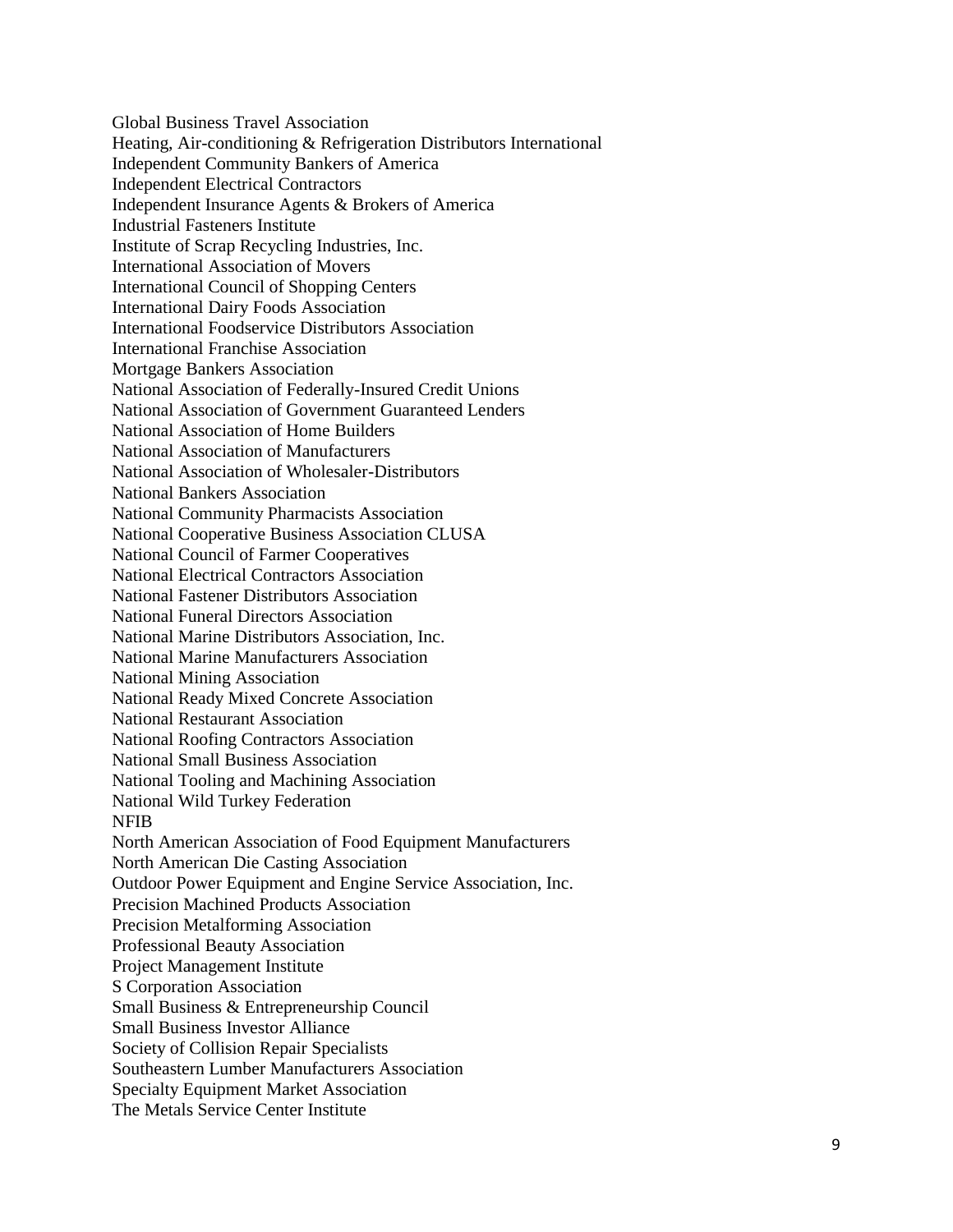Global Business Travel Association
Heating, Air-conditioning & Refrigeration Distributors International
Independent Community Bankers of America
Independent Electrical Contractors
Independent Insurance Agents & Brokers of America
Industrial Fasteners Institute
Institute of Scrap Recycling Industries, Inc.
International Association of Movers
International Council of Shopping Centers
International Dairy Foods Association
International Foodservice Distributors Association
International Franchise Association
Mortgage Bankers Association
National Association of Federally-Insured Credit Unions
National Association of Government Guaranteed Lenders
National Association of Home Builders
National Association of Manufacturers
National Association of Wholesaler-Distributors
National Bankers Association
National Community Pharmacists Association
National Cooperative Business Association CLUSA
National Council of Farmer Cooperatives
National Electrical Contractors Association
National Fastener Distributors Association
National Funeral Directors Association
National Marine Distributors Association, Inc.
National Marine Manufacturers Association
National Mining Association
National Ready Mixed Concrete Association
National Restaurant Association
National Roofing Contractors Association
National Small Business Association
National Tooling and Machining Association
National Wild Turkey Federation
NFIB
North American Association of Food Equipment Manufacturers
North American Die Casting Association
Outdoor Power Equipment and Engine Service Association, Inc.
Precision Machined Products Association
Precision Metalforming Association
Professional Beauty Association
Project Management Institute
S Corporation Association
Small Business & Entrepreneurship Council
Small Business Investor Alliance
Society of Collision Repair Specialists
Southeastern Lumber Manufacturers Association
Specialty Equipment Market Association
The Metals Service Center Institute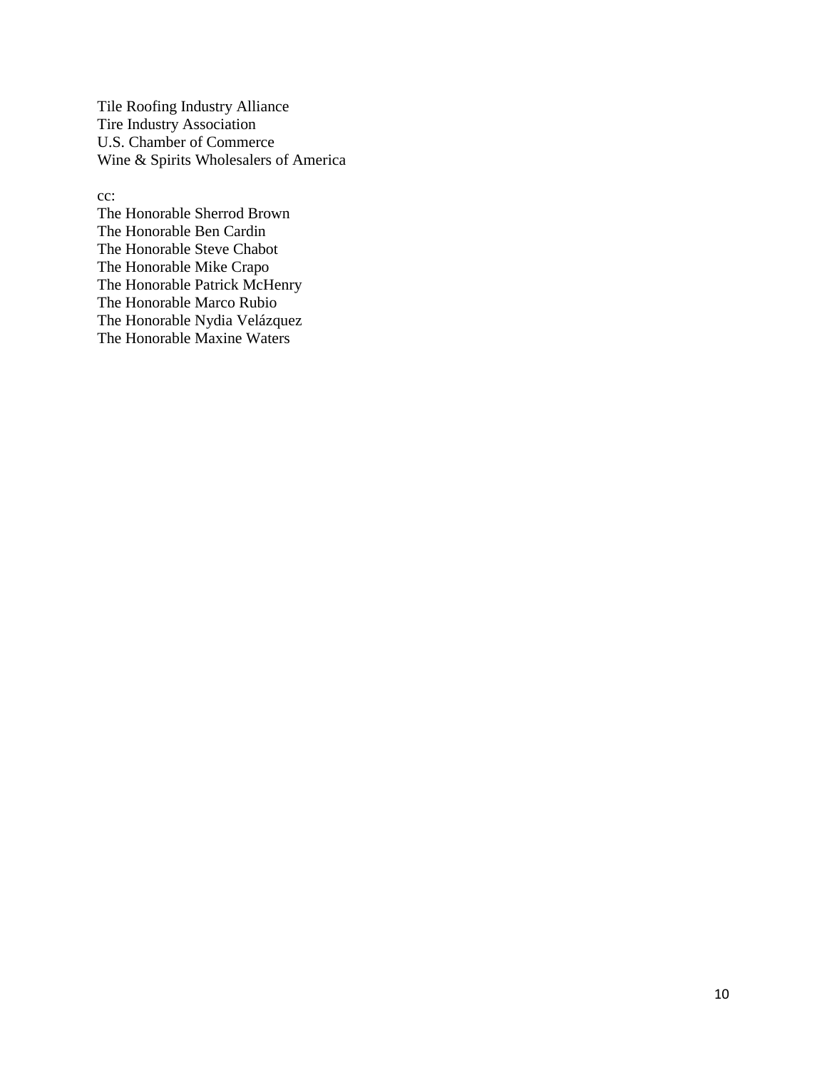Tile Roofing Industry Alliance
Tire Industry Association
U.S. Chamber of Commerce
Wine & Spirits Wholesalers of America

cc:
The Honorable Sherrod Brown
The Honorable Ben Cardin
The Honorable Steve Chabot
The Honorable Mike Crapo
The Honorable Patrick McHenry
The Honorable Marco Rubio
The Honorable Nydia Velázquez
The Honorable Maxine Waters